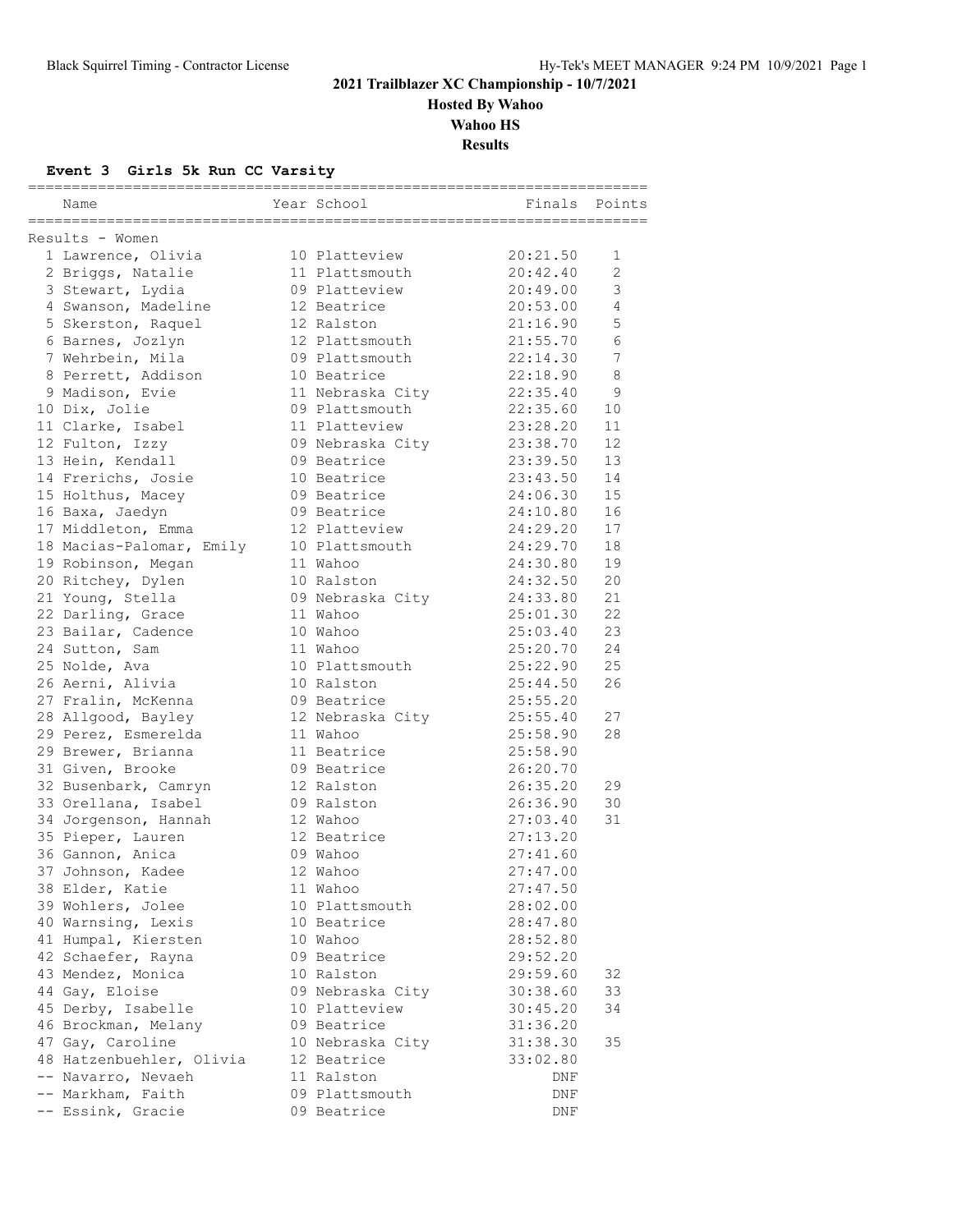# 2021 Trailblazer XC Championship - 10/7/2021

## Hosted By Wahoo

## Wahoo HS

## Results

### Event 3 Girls 5k Run CC Varsity

Results - Women

| Place | Name | Year | School | Finals | Points |
|---|---|---|---|---|---|
| 1 | Lawrence, Olivia | 10 | Platteview | 20:21.50 | 1 |
| 2 | Briggs, Natalie | 11 | Plattsmouth | 20:42.40 | 2 |
| 3 | Stewart, Lydia | 09 | Platteview | 20:49.00 | 3 |
| 4 | Swanson, Madeline | 12 | Beatrice | 20:53.00 | 4 |
| 5 | Skerston, Raquel | 12 | Ralston | 21:16.90 | 5 |
| 6 | Barnes, Jozlyn | 12 | Plattsmouth | 21:55.70 | 6 |
| 7 | Wehrbein, Mila | 09 | Plattsmouth | 22:14.30 | 7 |
| 8 | Perrett, Addison | 10 | Beatrice | 22:18.90 | 8 |
| 9 | Madison, Evie | 11 | Nebraska City | 22:35.40 | 9 |
| 10 | Dix, Jolie | 09 | Plattsmouth | 22:35.60 | 10 |
| 11 | Clarke, Isabel | 11 | Platteview | 23:28.20 | 11 |
| 12 | Fulton, Izzy | 09 | Nebraska City | 23:38.70 | 12 |
| 13 | Hein, Kendall | 09 | Beatrice | 23:39.50 | 13 |
| 14 | Frerichs, Josie | 10 | Beatrice | 23:43.50 | 14 |
| 15 | Holthus, Macey | 09 | Beatrice | 24:06.30 | 15 |
| 16 | Baxa, Jaedyn | 09 | Beatrice | 24:10.80 | 16 |
| 17 | Middleton, Emma | 12 | Platteview | 24:29.20 | 17 |
| 18 | Macias-Palomar, Emily | 10 | Plattsmouth | 24:29.70 | 18 |
| 19 | Robinson, Megan | 11 | Wahoo | 24:30.80 | 19 |
| 20 | Ritchey, Dylen | 10 | Ralston | 24:32.50 | 20 |
| 21 | Young, Stella | 09 | Nebraska City | 24:33.80 | 21 |
| 22 | Darling, Grace | 11 | Wahoo | 25:01.30 | 22 |
| 23 | Bailar, Cadence | 10 | Wahoo | 25:03.40 | 23 |
| 24 | Sutton, Sam | 11 | Wahoo | 25:20.70 | 24 |
| 25 | Nolde, Ava | 10 | Plattsmouth | 25:22.90 | 25 |
| 26 | Aerni, Alivia | 10 | Ralston | 25:44.50 | 26 |
| 27 | Fralin, McKenna | 09 | Beatrice | 25:55.20 | |
| 28 | Allgood, Bayley | 12 | Nebraska City | 25:55.40 | 27 |
| 29 | Perez, Esmerelda | 11 | Wahoo | 25:58.90 | 28 |
| 29 | Brewer, Brianna | 11 | Beatrice | 25:58.90 | |
| 31 | Given, Brooke | 09 | Beatrice | 26:20.70 | |
| 32 | Busenbark, Camryn | 12 | Ralston | 26:35.20 | 29 |
| 33 | Orellana, Isabel | 09 | Ralston | 26:36.90 | 30 |
| 34 | Jorgenson, Hannah | 12 | Wahoo | 27:03.40 | 31 |
| 35 | Pieper, Lauren | 12 | Beatrice | 27:13.20 | |
| 36 | Gannon, Anica | 09 | Wahoo | 27:41.60 | |
| 37 | Johnson, Kadee | 12 | Wahoo | 27:47.00 | |
| 38 | Elder, Katie | 11 | Wahoo | 27:47.50 | |
| 39 | Wohlers, Jolee | 10 | Plattsmouth | 28:02.00 | |
| 40 | Warnsing, Lexis | 10 | Beatrice | 28:47.80 | |
| 41 | Humpal, Kiersten | 10 | Wahoo | 28:52.80 | |
| 42 | Schaefer, Rayna | 09 | Beatrice | 29:52.20 | |
| 43 | Mendez, Monica | 10 | Ralston | 29:59.60 | 32 |
| 44 | Gay, Eloise | 09 | Nebraska City | 30:38.60 | 33 |
| 45 | Derby, Isabelle | 10 | Platteview | 30:45.20 | 34 |
| 46 | Brockman, Melany | 09 | Beatrice | 31:36.20 | |
| 47 | Gay, Caroline | 10 | Nebraska City | 31:38.30 | 35 |
| 48 | Hatzenbuehler, Olivia | 12 | Beatrice | 33:02.80 | |
| -- | Navarro, Nevaeh | 11 | Ralston | DNF | |
| -- | Markham, Faith | 09 | Plattsmouth | DNF | |
| -- | Essink, Gracie | 09 | Beatrice | DNF | |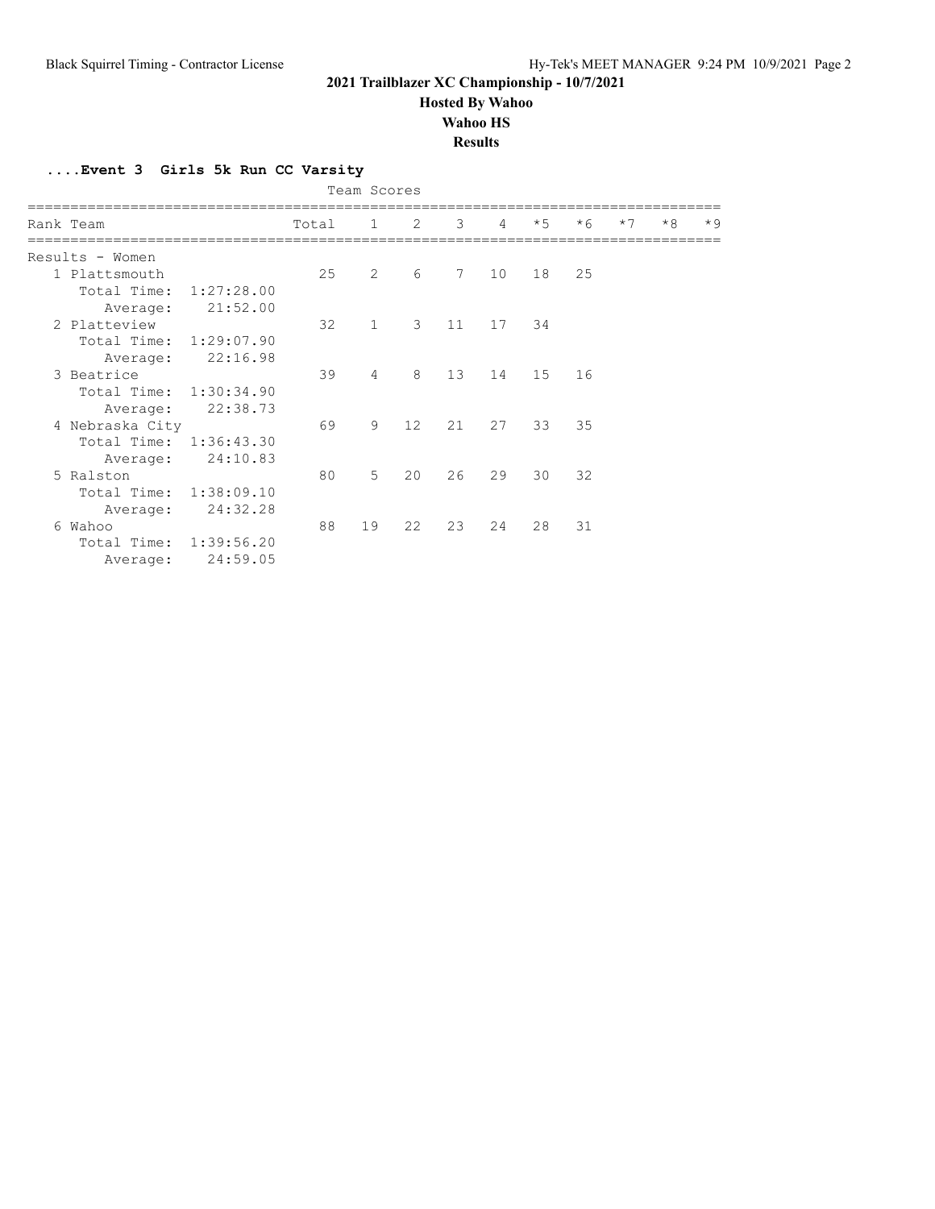# 2021 Trailblazer XC Championship - 10/7/2021

## Hosted By Wahoo

## Wahoo HS

## Results

### ....Event 3 Girls 5k Run CC Varsity

Team Scores

| Rank | Team | Total | 1 | 2 | 3 | 4 | *5 | *6 | *7 | *8 | *9 |
|---|---|---|---|---|---|---|---|---|---|---|---|
| Results - Women | | | | | | | | | | | |
| 1 | Plattsmouth | 25 | 2 | 6 | 7 | 10 | 18 | 25 | | | |
| | Total Time: 1:27:28.00 | | | | | | | | | | |
| | Average: 21:52.00 | | | | | | | | | | |
| 2 | Platteview | 32 | 1 | 3 | 11 | 17 | 34 | | | | |
| | Total Time: 1:29:07.90 | | | | | | | | | | |
| | Average: 22:16.98 | | | | | | | | | | |
| 3 | Beatrice | 39 | 4 | 8 | 13 | 14 | 15 | 16 | | | |
| | Total Time: 1:30:34.90 | | | | | | | | | | |
| | Average: 22:38.73 | | | | | | | | | | |
| 4 | Nebraska City | 69 | 9 | 12 | 21 | 27 | 33 | 35 | | | |
| | Total Time: 1:36:43.30 | | | | | | | | | | |
| | Average: 24:10.83 | | | | | | | | | | |
| 5 | Ralston | 80 | 5 | 20 | 26 | 29 | 30 | 32 | | | |
| | Total Time: 1:38:09.10 | | | | | | | | | | |
| | Average: 24:32.28 | | | | | | | | | | |
| 6 | Wahoo | 88 | 19 | 22 | 23 | 24 | 28 | 31 | | | |
| | Total Time: 1:39:56.20 | | | | | | | | | | |
| | Average: 24:59.05 | | | | | | | | | | |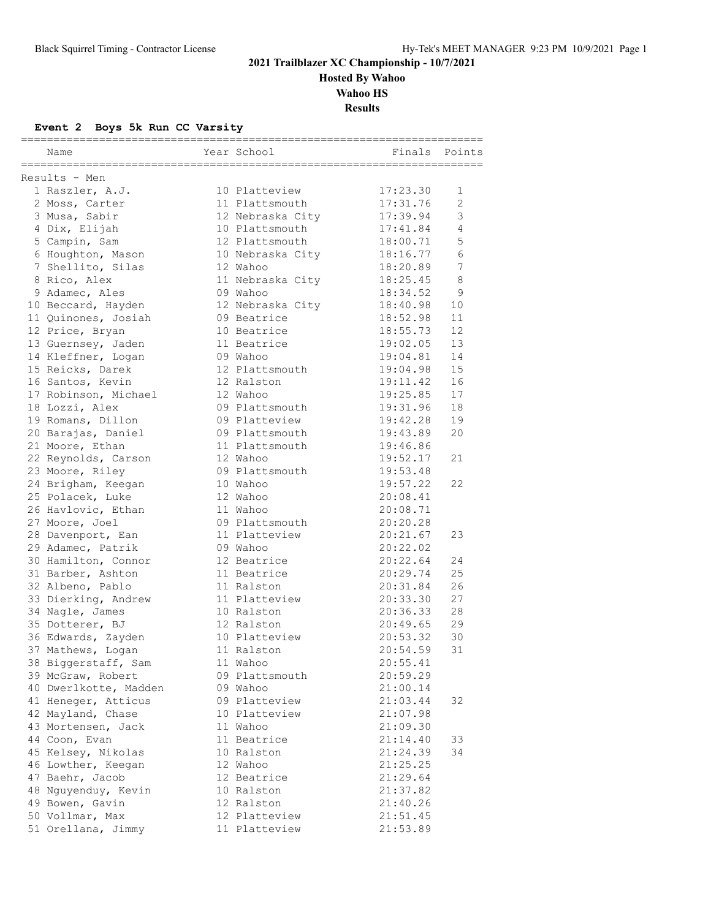Black Squirrel Timing - Contractor License

Hy-Tek's MEET MANAGER 9:23 PM 10/9/2021

# 2021 Trailblazer XC Championship - 10/7/2021

**Hosted By Wahoo**

**Wahoo HS**

**Results**

### Event 2 Boys 5k Run CC Varsity

Results - Men

| Place | Name | Year | School | Finals | Points |
|---|---|---|---|---|---|
| 1 | Raszler, A.J. | 10 | Platteview | 17:23.30 | 1 |
| 2 | Moss, Carter | 11 | Plattsmouth | 17:31.76 | 2 |
| 3 | Musa, Sabir | 12 | Nebraska City | 17:39.94 | 3 |
| 4 | Dix, Elijah | 10 | Plattsmouth | 17:41.84 | 4 |
| 5 | Campin, Sam | 12 | Plattsmouth | 18:00.71 | 5 |
| 6 | Houghton, Mason | 10 | Nebraska City | 18:16.77 | 6 |
| 7 | Shellito, Silas | 12 | Wahoo | 18:20.89 | 7 |
| 8 | Rico, Alex | 11 | Nebraska City | 18:25.45 | 8 |
| 9 | Adamec, Ales | 09 | Wahoo | 18:34.52 | 9 |
| 10 | Beccard, Hayden | 12 | Nebraska City | 18:40.98 | 10 |
| 11 | Quinones, Josiah | 09 | Beatrice | 18:52.98 | 11 |
| 12 | Price, Bryan | 10 | Beatrice | 18:55.73 | 12 |
| 13 | Guernsey, Jaden | 11 | Beatrice | 19:02.05 | 13 |
| 14 | Kleffner, Logan | 09 | Wahoo | 19:04.81 | 14 |
| 15 | Reicks, Darek | 12 | Plattsmouth | 19:04.98 | 15 |
| 16 | Santos, Kevin | 12 | Ralston | 19:11.42 | 16 |
| 17 | Robinson, Michael | 12 | Wahoo | 19:25.85 | 17 |
| 18 | Lozzi, Alex | 09 | Plattsmouth | 19:31.96 | 18 |
| 19 | Romans, Dillon | 09 | Platteview | 19:42.28 | 19 |
| 20 | Barajas, Daniel | 09 | Plattsmouth | 19:43.89 | 20 |
| 21 | Moore, Ethan | 11 | Plattsmouth | 19:46.86 | |
| 22 | Reynolds, Carson | 12 | Wahoo | 19:52.17 | 21 |
| 23 | Moore, Riley | 09 | Plattsmouth | 19:53.48 | |
| 24 | Brigham, Keegan | 10 | Wahoo | 19:57.22 | 22 |
| 25 | Polacek, Luke | 12 | Wahoo | 20:08.41 | |
| 26 | Havlovic, Ethan | 11 | Wahoo | 20:08.71 | |
| 27 | Moore, Joel | 09 | Plattsmouth | 20:20.28 | |
| 28 | Davenport, Ean | 11 | Platteview | 20:21.67 | 23 |
| 29 | Adamec, Patrik | 09 | Wahoo | 20:22.02 | |
| 30 | Hamilton, Connor | 12 | Beatrice | 20:22.64 | 24 |
| 31 | Barber, Ashton | 11 | Beatrice | 20:29.74 | 25 |
| 32 | Albeno, Pablo | 11 | Ralston | 20:31.84 | 26 |
| 33 | Dierking, Andrew | 11 | Platteview | 20:33.30 | 27 |
| 34 | Nagle, James | 10 | Ralston | 20:36.33 | 28 |
| 35 | Dotterer, BJ | 12 | Ralston | 20:49.65 | 29 |
| 36 | Edwards, Zayden | 10 | Platteview | 20:53.32 | 30 |
| 37 | Mathews, Logan | 11 | Ralston | 20:54.59 | 31 |
| 38 | Biggerstaff, Sam | 11 | Wahoo | 20:55.41 | |
| 39 | McGraw, Robert | 09 | Plattsmouth | 20:59.29 | |
| 40 | Dwerlkotte, Madden | 09 | Wahoo | 21:00.14 | |
| 41 | Heneger, Atticus | 09 | Platteview | 21:03.44 | 32 |
| 42 | Mayland, Chase | 10 | Platteview | 21:07.98 | |
| 43 | Mortensen, Jack | 11 | Wahoo | 21:09.30 | |
| 44 | Coon, Evan | 11 | Beatrice | 21:14.40 | 33 |
| 45 | Kelsey, Nikolas | 10 | Ralston | 21:24.39 | 34 |
| 46 | Lowther, Keegan | 12 | Wahoo | 21:25.25 | |
| 47 | Baehr, Jacob | 12 | Beatrice | 21:29.64 | |
| 48 | Nguyenduy, Kevin | 10 | Ralston | 21:37.82 | |
| 49 | Bowen, Gavin | 12 | Ralston | 21:40.26 | |
| 50 | Vollmar, Max | 12 | Platteview | 21:51.45 | |
| 51 | Orellana, Jimmy | 11 | Platteview | 21:53.89 | |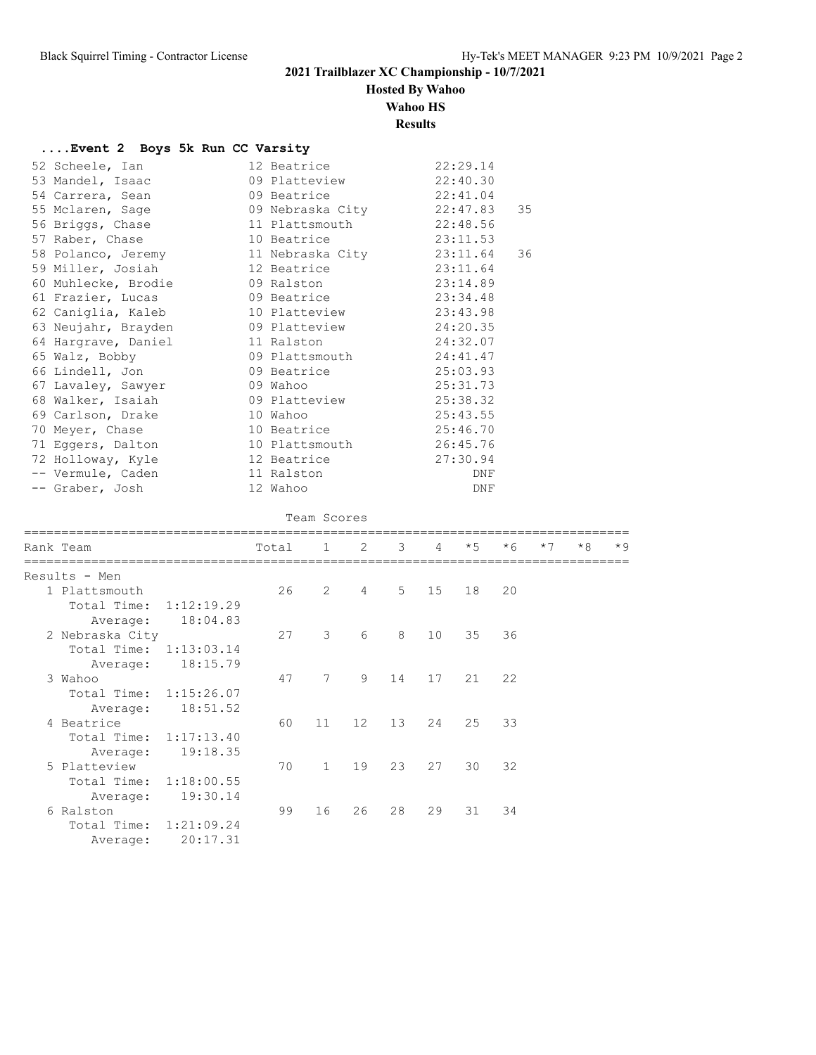**2021 Trailblazer XC Championship - 10/7/2021**

**Hosted By Wahoo**

**Wahoo HS**

**Results**

### ....Event 2 Boys 5k Run CC Varsity

| Place | Name | Year | School | Time | Points |
|---|---|---|---|---|---|
| 52 | Scheele, Ian | 12 | Beatrice | 22:29.14 | |
| 53 | Mandel, Isaac | 09 | Platteview | 22:40.30 | |
| 54 | Carrera, Sean | 09 | Beatrice | 22:41.04 | |
| 55 | Mclaren, Sage | 09 | Nebraska City | 22:47.83 | 35 |
| 56 | Briggs, Chase | 11 | Plattsmouth | 22:48.56 | |
| 57 | Raber, Chase | 10 | Beatrice | 23:11.53 | |
| 58 | Polanco, Jeremy | 11 | Nebraska City | 23:11.64 | 36 |
| 59 | Miller, Josiah | 12 | Beatrice | 23:11.64 | |
| 60 | Muhlecke, Brodie | 09 | Ralston | 23:14.89 | |
| 61 | Frazier, Lucas | 09 | Beatrice | 23:34.48 | |
| 62 | Caniglia, Kaleb | 10 | Platteview | 23:43.98 | |
| 63 | Neujahr, Brayden | 09 | Platteview | 24:20.35 | |
| 64 | Hargrave, Daniel | 11 | Ralston | 24:32.07 | |
| 65 | Walz, Bobby | 09 | Plattsmouth | 24:41.47 | |
| 66 | Lindell, Jon | 09 | Beatrice | 25:03.93 | |
| 67 | Lavaley, Sawyer | 09 | Wahoo | 25:31.73 | |
| 68 | Walker, Isaiah | 09 | Platteview | 25:38.32 | |
| 69 | Carlson, Drake | 10 | Wahoo | 25:43.55 | |
| 70 | Meyer, Chase | 10 | Beatrice | 25:46.70 | |
| 71 | Eggers, Dalton | 10 | Plattsmouth | 26:45.76 | |
| 72 | Holloway, Kyle | 12 | Beatrice | 27:30.94 | |
| -- | Vermule, Caden | 11 | Ralston | DNF | |
| -- | Graber, Josh | 12 | Wahoo | DNF | |

#### Team Scores

Results - Men

| Rank | Team | Total | 1 | 2 | 3 | 4 | *5 | *6 | *7 | *8 | *9 |
|---|---|---|---|---|---|---|---|---|---|---|---|
| 1 | Plattsmouth | 26 | 2 | 4 | 5 | 15 | 18 | 20 | | | |
| | Total Time: 1:12:19.29 | | | | | | | | | | |
| | Average: 18:04.83 | | | | | | | | | | |
| 2 | Nebraska City | 27 | 3 | 6 | 8 | 10 | 35 | 36 | | | |
| | Total Time: 1:13:03.14 | | | | | | | | | | |
| | Average: 18:15.79 | | | | | | | | | | |
| 3 | Wahoo | 47 | 7 | 9 | 14 | 17 | 21 | 22 | | | |
| | Total Time: 1:15:26.07 | | | | | | | | | | |
| | Average: 18:51.52 | | | | | | | | | | |
| 4 | Beatrice | 60 | 11 | 12 | 13 | 24 | 25 | 33 | | | |
| | Total Time: 1:17:13.40 | | | | | | | | | | |
| | Average: 19:18.35 | | | | | | | | | | |
| 5 | Platteview | 70 | 1 | 19 | 23 | 27 | 30 | 32 | | | |
| | Total Time: 1:18:00.55 | | | | | | | | | | |
| | Average: 19:30.14 | | | | | | | | | | |
| 6 | Ralston | 99 | 16 | 26 | 28 | 29 | 31 | 34 | | | |
| | Total Time: 1:21:09.24 | | | | | | | | | | |
| | Average: 20:17.31 | | | | | | | | | | |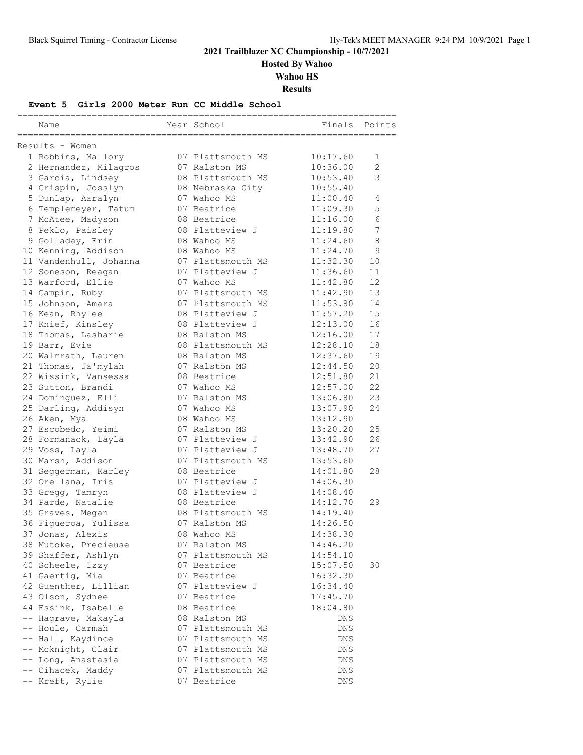# 2021 Trailblazer XC Championship - 10/7/2021

## Hosted By Wahoo

## Wahoo HS

## Results

### Event 5 Girls 2000 Meter Run CC Middle School

Results - Women

| Place | Name | Year | School | Finals | Points |
|---|---|---|---|---|---|
| 1 | Robbins, Mallory | 07 | Plattsmouth MS | 10:17.60 | 1 |
| 2 | Hernandez, Milagros | 07 | Ralston MS | 10:36.00 | 2 |
| 3 | Garcia, Lindsey | 08 | Plattsmouth MS | 10:53.40 | 3 |
| 4 | Crispin, Josslyn | 08 | Nebraska City | 10:55.40 | |
| 5 | Dunlap, Aaralyn | 07 | Wahoo MS | 11:00.40 | 4 |
| 6 | Templemeyer, Tatum | 07 | Beatrice | 11:09.30 | 5 |
| 7 | McAtee, Madyson | 08 | Beatrice | 11:16.00 | 6 |
| 8 | Peklo, Paisley | 08 | Platteview J | 11:19.80 | 7 |
| 9 | Golladay, Erin | 08 | Wahoo MS | 11:24.60 | 8 |
| 10 | Kenning, Addison | 08 | Wahoo MS | 11:24.70 | 9 |
| 11 | Vandenhull, Johanna | 07 | Plattsmouth MS | 11:32.30 | 10 |
| 12 | Soneson, Reagan | 07 | Platteview J | 11:36.60 | 11 |
| 13 | Warford, Ellie | 07 | Wahoo MS | 11:42.80 | 12 |
| 14 | Campin, Ruby | 07 | Plattsmouth MS | 11:42.90 | 13 |
| 15 | Johnson, Amara | 07 | Plattsmouth MS | 11:53.80 | 14 |
| 16 | Kean, Rhylee | 08 | Platteview J | 11:57.20 | 15 |
| 17 | Knief, Kinsley | 08 | Platteview J | 12:13.00 | 16 |
| 18 | Thomas, Lasharie | 08 | Ralston MS | 12:16.00 | 17 |
| 19 | Barr, Evie | 08 | Plattsmouth MS | 12:28.10 | 18 |
| 20 | Walmrath, Lauren | 08 | Ralston MS | 12:37.60 | 19 |
| 21 | Thomas, Ja'mylah | 07 | Ralston MS | 12:44.50 | 20 |
| 22 | Wissink, Vansessa | 08 | Beatrice | 12:51.80 | 21 |
| 23 | Sutton, Brandi | 07 | Wahoo MS | 12:57.00 | 22 |
| 24 | Dominguez, Elli | 07 | Ralston MS | 13:06.80 | 23 |
| 25 | Darling, Addisyn | 07 | Wahoo MS | 13:07.90 | 24 |
| 26 | Aken, Mya | 08 | Wahoo MS | 13:12.90 | |
| 27 | Escobedo, Yeimi | 07 | Ralston MS | 13:20.20 | 25 |
| 28 | Formanack, Layla | 07 | Platteview J | 13:42.90 | 26 |
| 29 | Voss, Layla | 07 | Platteview J | 13:48.70 | 27 |
| 30 | Marsh, Addison | 07 | Plattsmouth MS | 13:53.60 | |
| 31 | Seggerman, Karley | 08 | Beatrice | 14:01.80 | 28 |
| 32 | Orellana, Iris | 07 | Platteview J | 14:06.30 | |
| 33 | Gregg, Tamryn | 08 | Platteview J | 14:08.40 | |
| 34 | Parde, Natalie | 08 | Beatrice | 14:12.70 | 29 |
| 35 | Graves, Megan | 08 | Plattsmouth MS | 14:19.40 | |
| 36 | Figueroa, Yulissa | 07 | Ralston MS | 14:26.50 | |
| 37 | Jonas, Alexis | 08 | Wahoo MS | 14:38.30 | |
| 38 | Mutoke, Precieuse | 07 | Ralston MS | 14:46.20 | |
| 39 | Shaffer, Ashlyn | 07 | Plattsmouth MS | 14:54.10 | |
| 40 | Scheele, Izzy | 07 | Beatrice | 15:07.50 | 30 |
| 41 | Gaertig, Mia | 07 | Beatrice | 16:32.30 | |
| 42 | Guenther, Lillian | 07 | Platteview J | 16:34.40 | |
| 43 | Olson, Sydnee | 07 | Beatrice | 17:45.70 | |
| 44 | Essink, Isabelle | 08 | Beatrice | 18:04.80 | |
| -- | Hagrave, Makayla | 08 | Ralston MS | DNS | |
| -- | Houle, Carmah | 07 | Plattsmouth MS | DNS | |
| -- | Hall, Kaydince | 07 | Plattsmouth MS | DNS | |
| -- | Mcknight, Clair | 07 | Plattsmouth MS | DNS | |
| -- | Long, Anastasia | 07 | Plattsmouth MS | DNS | |
| -- | Cihacek, Maddy | 07 | Plattsmouth MS | DNS | |
| -- | Kreft, Rylie | 07 | Beatrice | DNS | |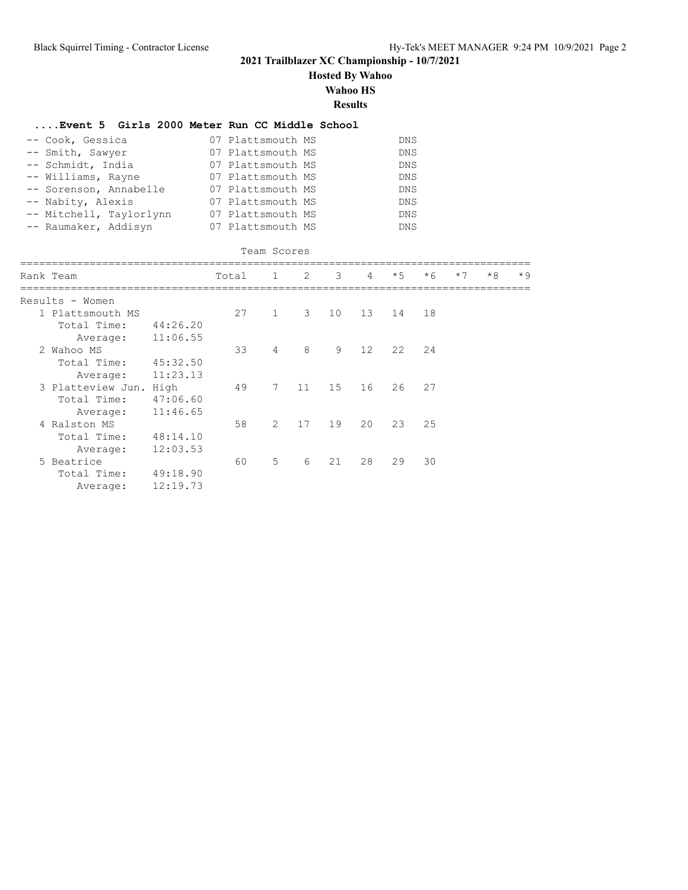## 2021 Trailblazer XC Championship - 10/7/2021

**Hosted By Wahoo**

**Wahoo HS**

**Results**

### ....Event 5 Girls 2000 Meter Run CC Middle School

| | Name | Yr | School | Time |
|---|---|---|---|---|
| -- | Cook, Gessica | 07 | Plattsmouth MS | DNS |
| -- | Smith, Sawyer | 07 | Plattsmouth MS | DNS |
| -- | Schmidt, India | 07 | Plattsmouth MS | DNS |
| -- | Williams, Rayne | 07 | Plattsmouth MS | DNS |
| -- | Sorenson, Annabelle | 07 | Plattsmouth MS | DNS |
| -- | Nabity, Alexis | 07 | Plattsmouth MS | DNS |
| -- | Mitchell, Taylorlynn | 07 | Plattsmouth MS | DNS |
| -- | Raumaker, Addisyn | 07 | Plattsmouth MS | DNS |

Team Scores

| Rank Team | | Total | 1 | 2 | 3 | 4 | *5 | *6 | *7 | *8 | *9 |
|---|---|---|---|---|---|---|---|---|---|---|---|
| Results - Women | | | | | | | | | | | |
| 1 Plattsmouth MS | | 27 | 1 | 3 | 10 | 13 | 14 | 18 | | | |
| Total Time: | 44:26.20 | | | | | | | | | | |
| Average: | 11:06.55 | | | | | | | | | | |
| 2 Wahoo MS | | 33 | 4 | 8 | 9 | 12 | 22 | 24 | | | |
| Total Time: | 45:32.50 | | | | | | | | | | |
| Average: | 11:23.13 | | | | | | | | | | |
| 3 Platteview Jun. High | | 49 | 7 | 11 | 15 | 16 | 26 | 27 | | | |
| Total Time: | 47:06.60 | | | | | | | | | | |
| Average: | 11:46.65 | | | | | | | | | | |
| 4 Ralston MS | | 58 | 2 | 17 | 19 | 20 | 23 | 25 | | | |
| Total Time: | 48:14.10 | | | | | | | | | | |
| Average: | 12:03.53 | | | | | | | | | | |
| 5 Beatrice | | 60 | 5 | 6 | 21 | 28 | 29 | 30 | | | |
| Total Time: | 49:18.90 | | | | | | | | | | |
| Average: | 12:19.73 | | | | | | | | | | |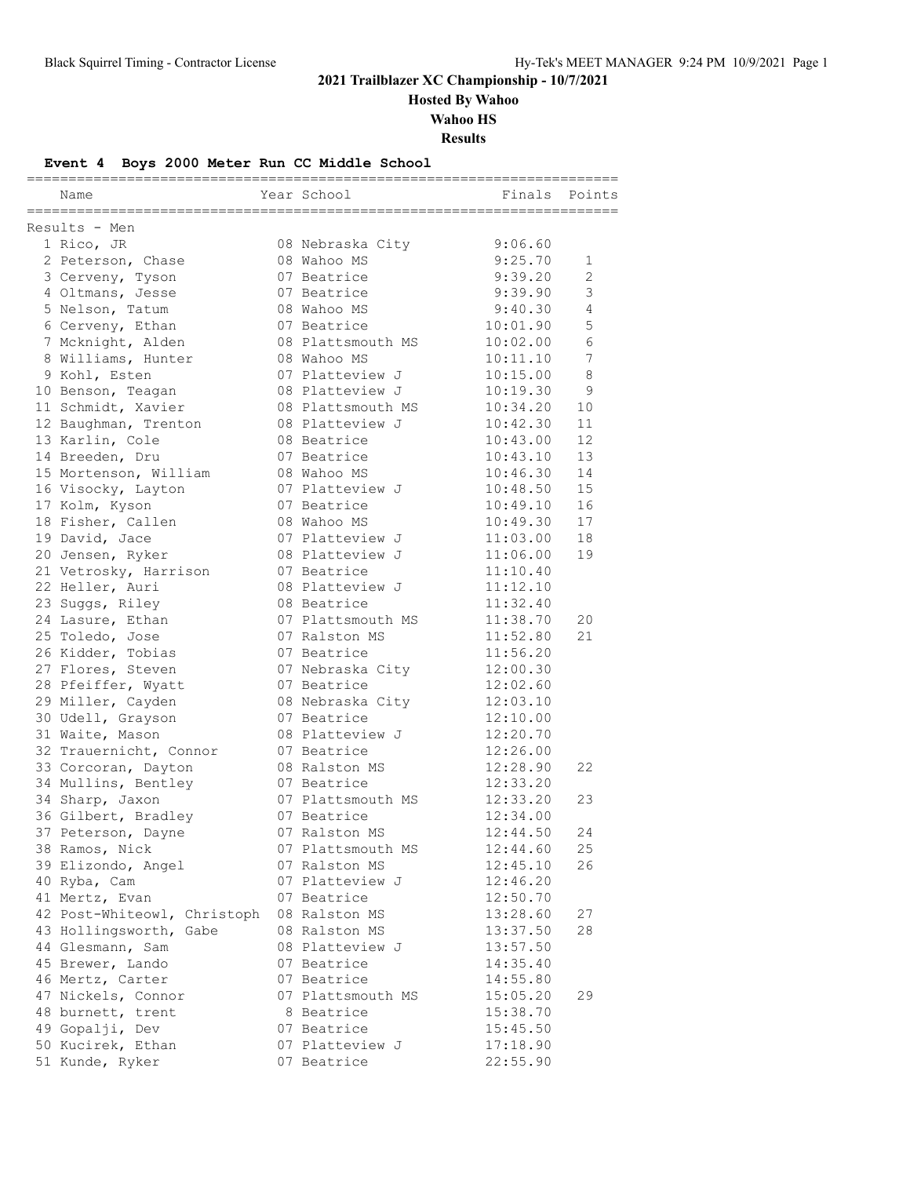## 2021 Trailblazer XC Championship - 10/7/2021

### Hosted By Wahoo

### Wahoo HS

### Results

#### Event 4 Boys 2000 Meter Run CC Middle School

Results - Men

| | Name | Year | School | Finals | Points |
|---|---|---|---|---|---|
| 1 | Rico, JR | 08 | Nebraska City | 9:06.60 | |
| 2 | Peterson, Chase | 08 | Wahoo MS | 9:25.70 | 1 |
| 3 | Cerveny, Tyson | 07 | Beatrice | 9:39.20 | 2 |
| 4 | Oltmans, Jesse | 07 | Beatrice | 9:39.90 | 3 |
| 5 | Nelson, Tatum | 08 | Wahoo MS | 9:40.30 | 4 |
| 6 | Cerveny, Ethan | 07 | Beatrice | 10:01.90 | 5 |
| 7 | Mcknight, Alden | 08 | Plattsmouth MS | 10:02.00 | 6 |
| 8 | Williams, Hunter | 08 | Wahoo MS | 10:11.10 | 7 |
| 9 | Kohl, Esten | 07 | Platteview J | 10:15.00 | 8 |
| 10 | Benson, Teagan | 08 | Platteview J | 10:19.30 | 9 |
| 11 | Schmidt, Xavier | 08 | Plattsmouth MS | 10:34.20 | 10 |
| 12 | Baughman, Trenton | 08 | Platteview J | 10:42.30 | 11 |
| 13 | Karlin, Cole | 08 | Beatrice | 10:43.00 | 12 |
| 14 | Breeden, Dru | 07 | Beatrice | 10:43.10 | 13 |
| 15 | Mortenson, William | 08 | Wahoo MS | 10:46.30 | 14 |
| 16 | Visocky, Layton | 07 | Platteview J | 10:48.50 | 15 |
| 17 | Kolm, Kyson | 07 | Beatrice | 10:49.10 | 16 |
| 18 | Fisher, Callen | 08 | Wahoo MS | 10:49.30 | 17 |
| 19 | David, Jace | 07 | Platteview J | 11:03.00 | 18 |
| 20 | Jensen, Ryker | 08 | Platteview J | 11:06.00 | 19 |
| 21 | Vetrosky, Harrison | 07 | Beatrice | 11:10.40 | |
| 22 | Heller, Auri | 08 | Platteview J | 11:12.10 | |
| 23 | Suggs, Riley | 08 | Beatrice | 11:32.40 | |
| 24 | Lasure, Ethan | 07 | Plattsmouth MS | 11:38.70 | 20 |
| 25 | Toledo, Jose | 07 | Ralston MS | 11:52.80 | 21 |
| 26 | Kidder, Tobias | 07 | Beatrice | 11:56.20 | |
| 27 | Flores, Steven | 07 | Nebraska City | 12:00.30 | |
| 28 | Pfeiffer, Wyatt | 07 | Beatrice | 12:02.60 | |
| 29 | Miller, Cayden | 08 | Nebraska City | 12:03.10 | |
| 30 | Udell, Grayson | 07 | Beatrice | 12:10.00 | |
| 31 | Waite, Mason | 08 | Platteview J | 12:20.70 | |
| 32 | Trauernicht, Connor | 07 | Beatrice | 12:26.00 | |
| 33 | Corcoran, Dayton | 08 | Ralston MS | 12:28.90 | 22 |
| 34 | Mullins, Bentley | 07 | Beatrice | 12:33.20 | |
| 34 | Sharp, Jaxon | 07 | Plattsmouth MS | 12:33.20 | 23 |
| 36 | Gilbert, Bradley | 07 | Beatrice | 12:34.00 | |
| 37 | Peterson, Dayne | 07 | Ralston MS | 12:44.50 | 24 |
| 38 | Ramos, Nick | 07 | Plattsmouth MS | 12:44.60 | 25 |
| 39 | Elizondo, Angel | 07 | Ralston MS | 12:45.10 | 26 |
| 40 | Ryba, Cam | 07 | Platteview J | 12:46.20 | |
| 41 | Mertz, Evan | 07 | Beatrice | 12:50.70 | |
| 42 | Post-Whiteowl, Christoph | 08 | Ralston MS | 13:28.60 | 27 |
| 43 | Hollingsworth, Gabe | 08 | Ralston MS | 13:37.50 | 28 |
| 44 | Glesmann, Sam | 08 | Platteview J | 13:57.50 | |
| 45 | Brewer, Lando | 07 | Beatrice | 14:35.40 | |
| 46 | Mertz, Carter | 07 | Beatrice | 14:55.80 | |
| 47 | Nickels, Connor | 07 | Plattsmouth MS | 15:05.20 | 29 |
| 48 | burnett, trent | 8 | Beatrice | 15:38.70 | |
| 49 | Gopalji, Dev | 07 | Beatrice | 15:45.50 | |
| 50 | Kucirek, Ethan | 07 | Platteview J | 17:18.90 | |
| 51 | Kunde, Ryker | 07 | Beatrice | 22:55.90 | |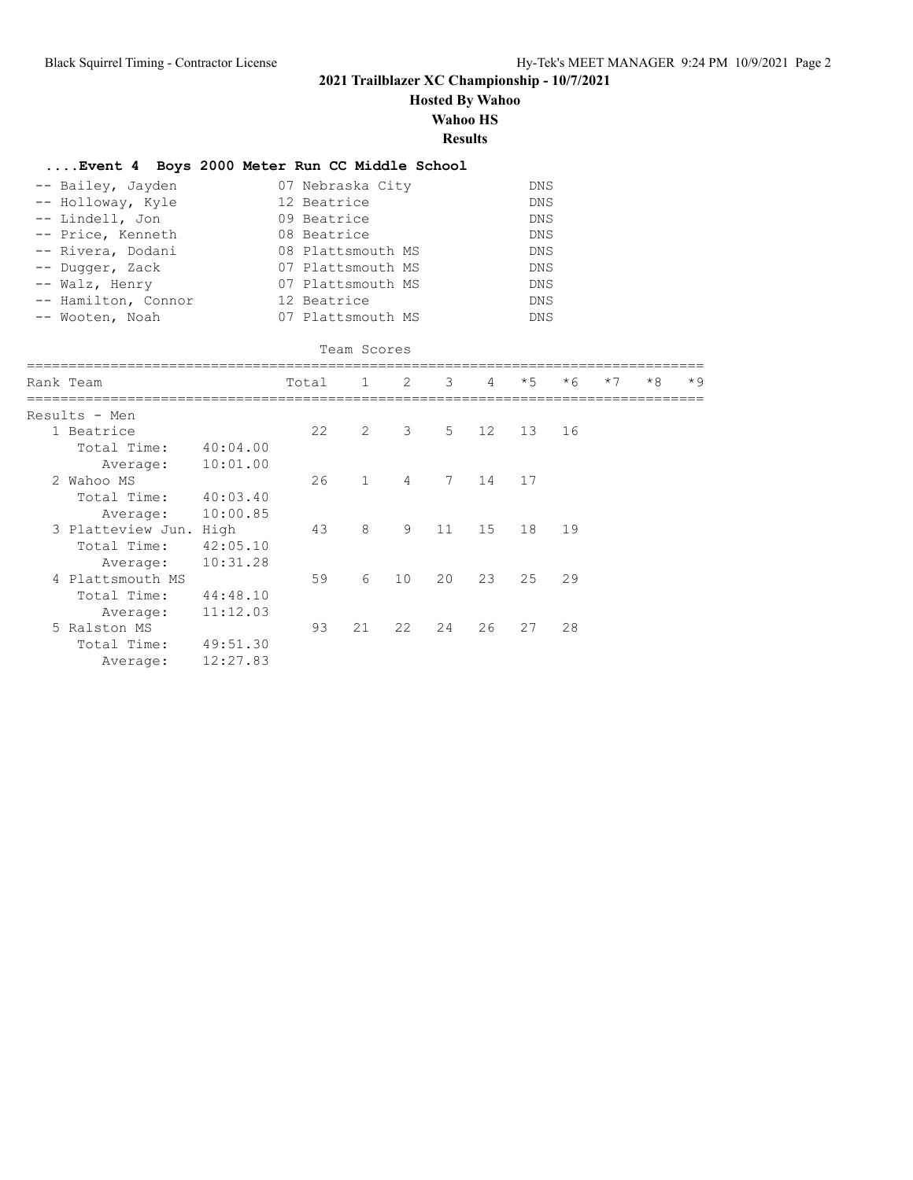# 2021 Trailblazer XC Championship - 10/7/2021

**Hosted By Wahoo**

**Wahoo HS**

**Results**

### ....Event 4 Boys 2000 Meter Run CC Middle School

| | | | |
|---|---|---|---|
| -- | Bailey, Jayden | 07 Nebraska City | DNS |
| -- | Holloway, Kyle | 12 Beatrice | DNS |
| -- | Lindell, Jon | 09 Beatrice | DNS |
| -- | Price, Kenneth | 08 Beatrice | DNS |
| -- | Rivera, Dodani | 08 Plattsmouth MS | DNS |
| -- | Dugger, Zack | 07 Plattsmouth MS | DNS |
| -- | Walz, Henry | 07 Plattsmouth MS | DNS |
| -- | Hamilton, Connor | 12 Beatrice | DNS |
| -- | Wooten, Noah | 07 Plattsmouth MS | DNS |

Team Scores

| Rank | Team | Total | 1 | 2 | 3 | 4 | *5 | *6 | *7 | *8 | *9 |
|---|---|---|---|---|---|---|---|---|---|---|---|
| Results - Men | | | | | | | | | | | |
| 1 | Beatrice | 22 | 2 | 3 | 5 | 12 | 13 | 16 | | | |
| | Total Time: 40:04.00 | | | | | | | | | | |
| | Average: 10:01.00 | | | | | | | | | | |
| 2 | Wahoo MS | 26 | 1 | 4 | 7 | 14 | 17 | | | | |
| | Total Time: 40:03.40 | | | | | | | | | | |
| | Average: 10:00.85 | | | | | | | | | | |
| 3 | Platteview Jun. High | 43 | 8 | 9 | 11 | 15 | 18 | 19 | | | |
| | Total Time: 42:05.10 | | | | | | | | | | |
| | Average: 10:31.28 | | | | | | | | | | |
| 4 | Plattsmouth MS | 59 | 6 | 10 | 20 | 23 | 25 | 29 | | | |
| | Total Time: 44:48.10 | | | | | | | | | | |
| | Average: 11:12.03 | | | | | | | | | | |
| 5 | Ralston MS | 93 | 21 | 22 | 24 | 26 | 27 | 28 | | | |
| | Total Time: 49:51.30 | | | | | | | | | | |
| | Average: 12:27.83 | | | | | | | | | | |